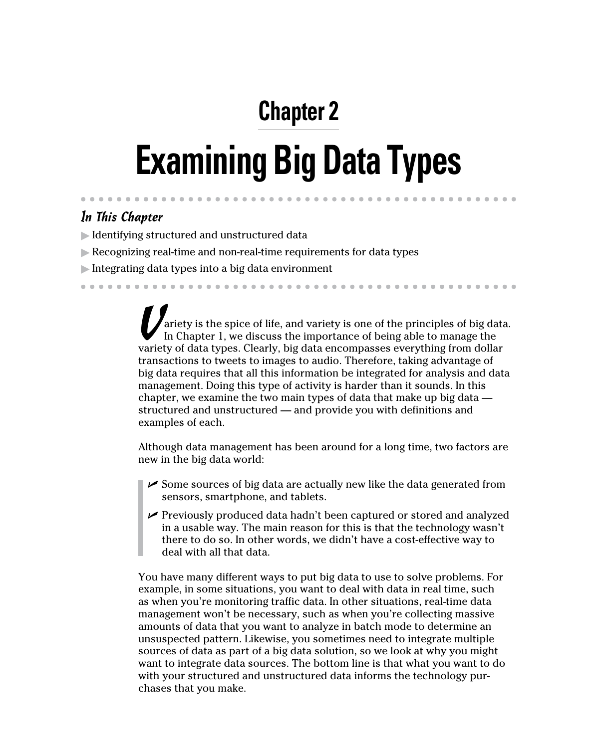# Chapter 2

# Examining Big Data Types

### *In This Chapter*

- Identifying structured and unstructured data
- Recognizing real-time and non-real-time requirements for data types
- Integrating data types into a big data environment

Variety is the spice of life, and variety is one of the principles of big data. In Chapter 1, we discuss the importance of being able to manage the variety of data types. Clearly, big data encompasses everything from dollar transactions to tweets to images to audio. Therefore, taking advantage of big data requires that all this information be integrated for analysis and data management. Doing this type of activity is harder than it sounds. In this chapter, we examine the two main types of data that make up big data — structured and unstructured — and provide you with definitions and examples of each.

Although data management has been around for a long time, two factors are new in the big data world:

- Some sources of big data are actually new like the data generated from sensors, smartphone, and tablets.
- Previously produced data hadn't been captured or stored and analyzed in a usable way. The main reason for this is that the technology wasn't there to do so. In other words, we didn't have a cost-effective way to deal with all that data.

You have many different ways to put big data to use to solve problems. For example, in some situations, you want to deal with data in real time, such as when you're monitoring traffic data. In other situations, real-time data management won't be necessary, such as when you're collecting massive amounts of data that you want to analyze in batch mode to determine an unsuspected pattern. Likewise, you sometimes need to integrate multiple sources of data as part of a big data solution, so we look at why you might want to integrate data sources. The bottom line is that what you want to do with your structured and unstructured data informs the technology purchases that you make.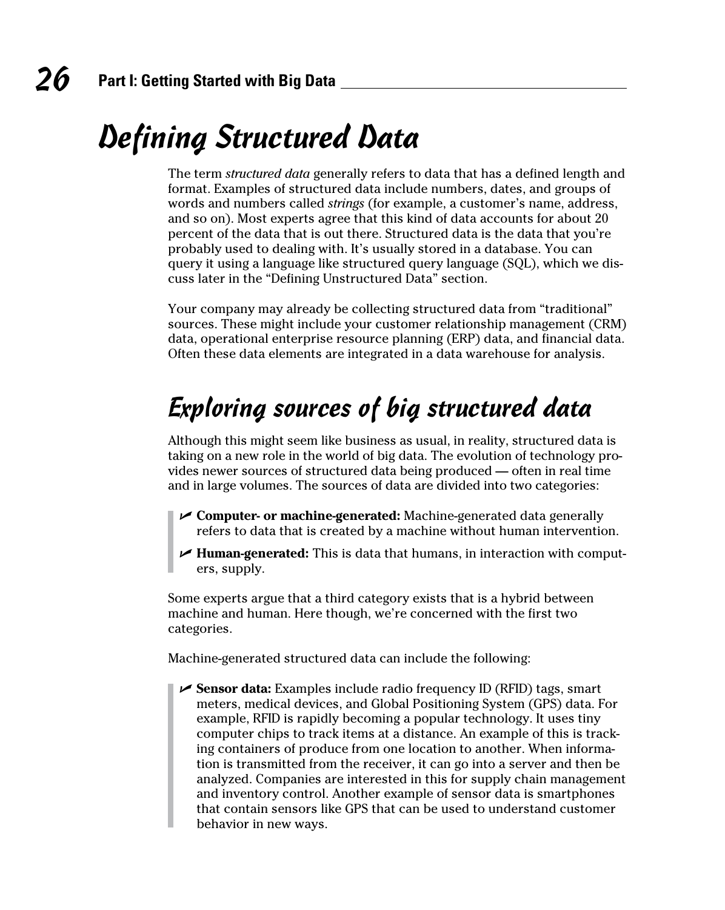# Defining Structured Data

The term *structured data* generally refers to data that has a defined length and format. Examples of structured data include numbers, dates, and groups of words and numbers called *strings* (for example, a customer's name, address, and so on). Most experts agree that this kind of data accounts for about 20 percent of the data that is out there. Structured data is the data that you're probably used to dealing with. It's usually stored in a database. You can query it using a language like structured query language (SQL), which we discuss later in the "Defining Unstructured Data" section.

Your company may already be collecting structured data from "traditional" sources. These might include your customer relationship management (CRM) data, operational enterprise resource planning (ERP) data, and financial data. Often these data elements are integrated in a data warehouse for analysis.

## Exploring sources of big structured data

Although this might seem like business as usual, in reality, structured data is taking on a new role in the world of big data. The evolution of technology provides newer sources of structured data being produced — often in real time and in large volumes. The sources of data are divided into two categories:

- **Computer- or machine-generated:** Machine-generated data generally refers to data that is created by a machine without human intervention.
- **Human-generated:** This is data that humans, in interaction with computers, supply.

Some experts argue that a third category exists that is a hybrid between machine and human. Here though, we're concerned with the first two categories.

Machine-generated structured data can include the following:

- **Sensor data:** Examples include radio frequency ID (RFID) tags, smart meters, medical devices, and Global Positioning System (GPS) data. For example, RFID is rapidly becoming a popular technology. It uses tiny computer chips to track items at a distance. An example of this is tracking containers of produce from one location to another. When information is transmitted from the receiver, it can go into a server and then be analyzed. Companies are interested in this for supply chain management and inventory control. Another example of sensor data is smartphones that contain sensors like GPS that can be used to understand customer behavior in new ways.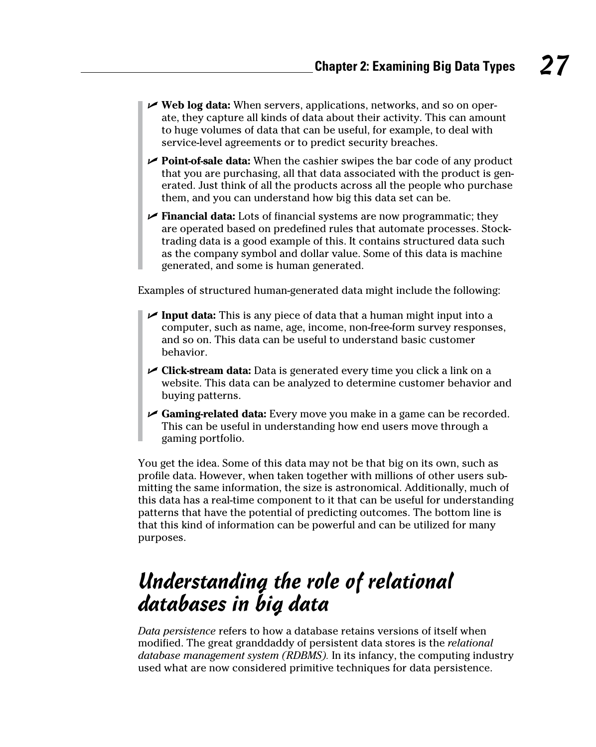- **Web log data:** When servers, applications, networks, and so on operate, they capture all kinds of data about their activity. This can amount to huge volumes of data that can be useful, for example, to deal with service-level agreements or to predict security breaches.
- **Point-of-sale data:** When the cashier swipes the bar code of any product that you are purchasing, all that data associated with the product is generated. Just think of all the products across all the people who purchase them, and you can understand how big this data set can be.
- **Financial data:** Lots of financial systems are now programmatic; they are operated based on predefined rules that automate processes. Stock-trading data is a good example of this. It contains structured data such as the company symbol and dollar value. Some of this data is machine generated, and some is human generated.

Examples of structured human-generated data might include the following:

- **Input data:** This is any piece of data that a human might input into a computer, such as name, age, income, non-free-form survey responses, and so on. This data can be useful to understand basic customer behavior.
- **Click-stream data:** Data is generated every time you click a link on a website. This data can be analyzed to determine customer behavior and buying patterns.
- **Gaming-related data:** Every move you make in a game can be recorded. This can be useful in understanding how end users move through a gaming portfolio.

You get the idea. Some of this data may not be that big on its own, such as profile data. However, when taken together with millions of other users submitting the same information, the size is astronomical. Additionally, much of this data has a real-time component to it that can be useful for understanding patterns that have the potential of predicting outcomes. The bottom line is that this kind of information can be powerful and can be utilized for many purposes.

## Understanding the role of relational databases in big data

*Data persistence* refers to how a database retains versions of itself when modified. The great granddaddy of persistent data stores is the *relational database management system (RDBMS).* In its infancy, the computing industry used what are now considered primitive techniques for data persistence.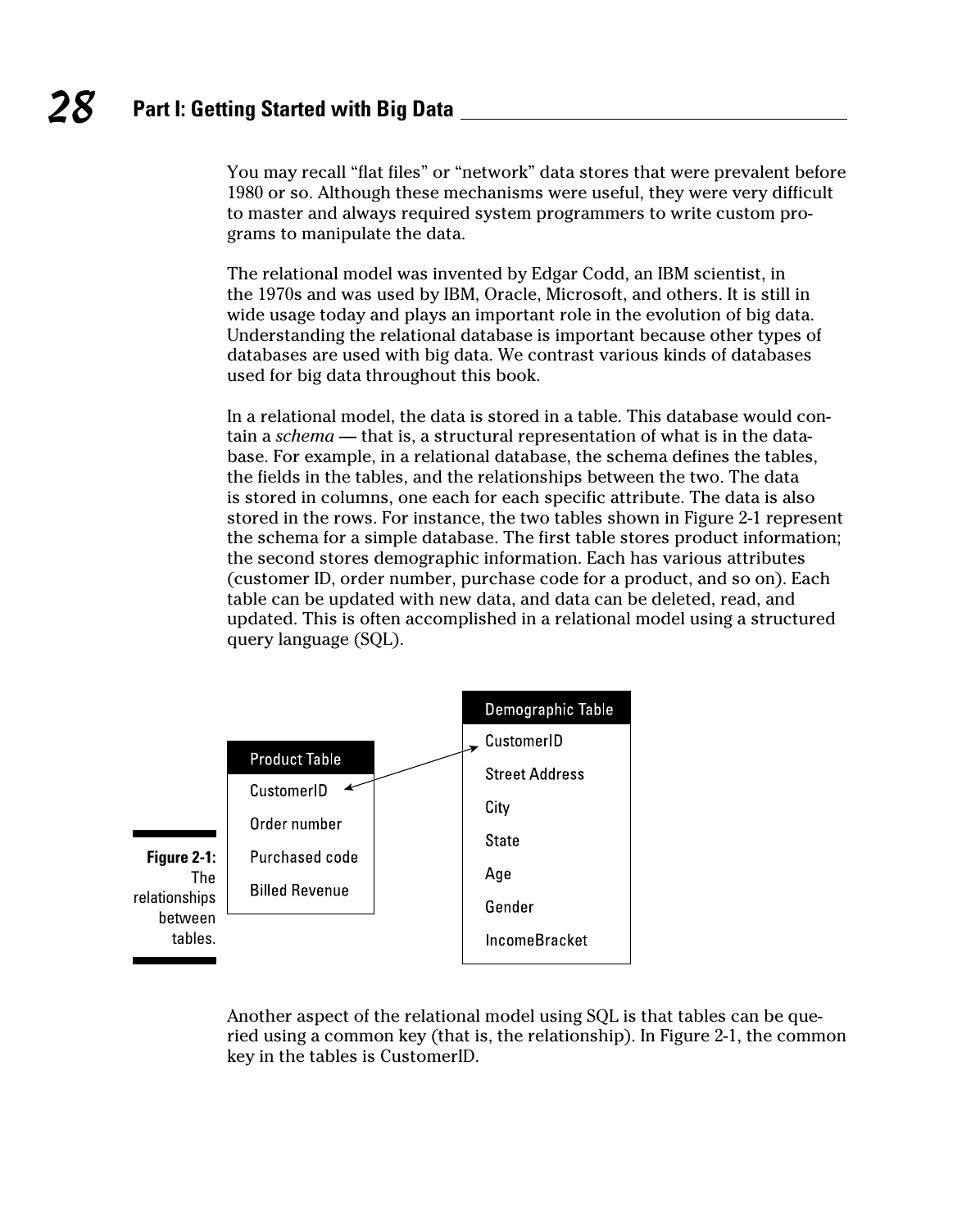You may recall "flat files" or "network" data stores that were prevalent before 1980 or so. Although these mechanisms were useful, they were very difficult to master and always required system programmers to write custom programs to manipulate the data.

The relational model was invented by Edgar Codd, an IBM scientist, in the 1970s and was used by IBM, Oracle, Microsoft, and others. It is still in wide usage today and plays an important role in the evolution of big data. Understanding the relational database is important because other types of databases are used with big data. We contrast various kinds of databases used for big data throughout this book.

In a relational model, the data is stored in a table. This database would contain a *schema* — that is, a structural representation of what is in the database. For example, in a relational database, the schema defines the tables, the fields in the tables, and the relationships between the two. The data is stored in columns, one each for each specific attribute. The data is also stored in the rows. For instance, the two tables shown in Figure 2-1 represent the schema for a simple database. The first table stores product information; the second stores demographic information. Each has various attributes (customer ID, order number, purchase code for a product, and so on). Each table can be updated with new data, and data can be deleted, read, and updated. This is often accomplished in a relational model using a structured query language (SQL).

| Product Table |
| --- |
| CustomerID |
| Order number |
| Purchased code |
| Billed Revenue |

| Demographic Table |
| --- |
| CustomerID |
| Street Address |
| City |
| State |
| Age |
| Gender |
| IncomeBracket |

**Figure 2-1:** The relationships between tables.

Another aspect of the relational model using SQL is that tables can be queried using a common key (that is, the relationship). In Figure 2-1, the common key in the tables is CustomerID.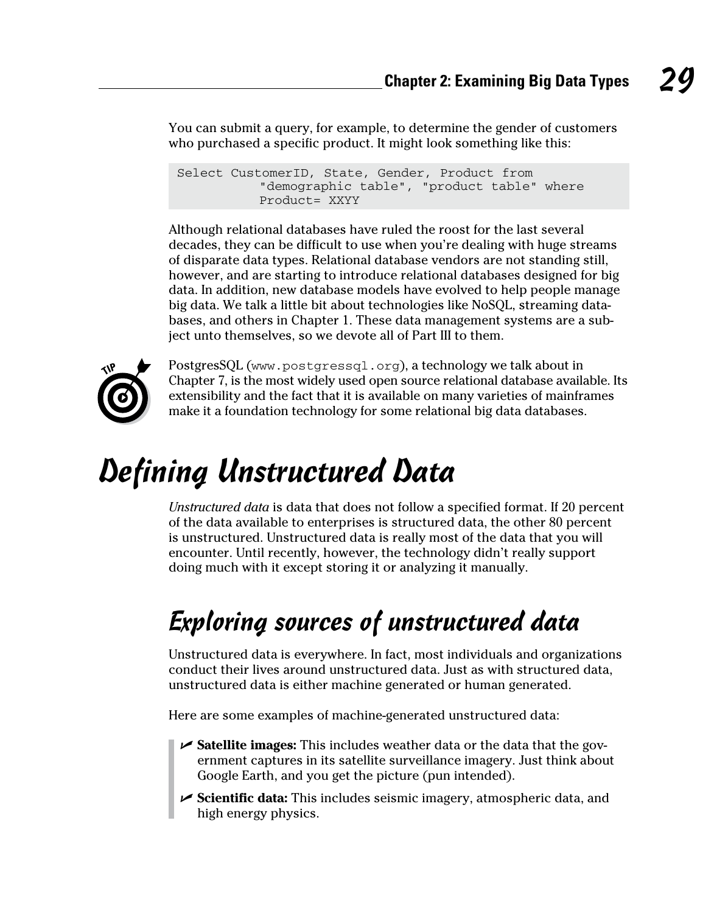You can submit a query, for example, to determine the gender of customers who purchased a specific product. It might look something like this:

```
Select CustomerID, State, Gender, Product from
          "demographic table", "product table" where
          Product= XXYY
```

Although relational databases have ruled the roost for the last several decades, they can be difficult to use when you're dealing with huge streams of disparate data types. Relational database vendors are not standing still, however, and are starting to introduce relational databases designed for big data. In addition, new database models have evolved to help people manage big data. We talk a little bit about technologies like NoSQL, streaming databases, and others in Chapter 1. These data management systems are a subject unto themselves, so we devote all of Part III to them.

TIP

PostgresSQL (www.postgressql.org), a technology we talk about in Chapter 7, is the most widely used open source relational database available. Its extensibility and the fact that it is available on many varieties of mainframes make it a foundation technology for some relational big data databases.

# Defining Unstructured Data

*Unstructured data* is data that does not follow a specified format. If 20 percent of the data available to enterprises is structured data, the other 80 percent is unstructured. Unstructured data is really most of the data that you will encounter. Until recently, however, the technology didn't really support doing much with it except storing it or analyzing it manually.

## Exploring sources of unstructured data

Unstructured data is everywhere. In fact, most individuals and organizations conduct their lives around unstructured data. Just as with structured data, unstructured data is either machine generated or human generated.

Here are some examples of machine-generated unstructured data:

- **Satellite images:** This includes weather data or the data that the government captures in its satellite surveillance imagery. Just think about Google Earth, and you get the picture (pun intended).
- **Scientific data:** This includes seismic imagery, atmospheric data, and high energy physics.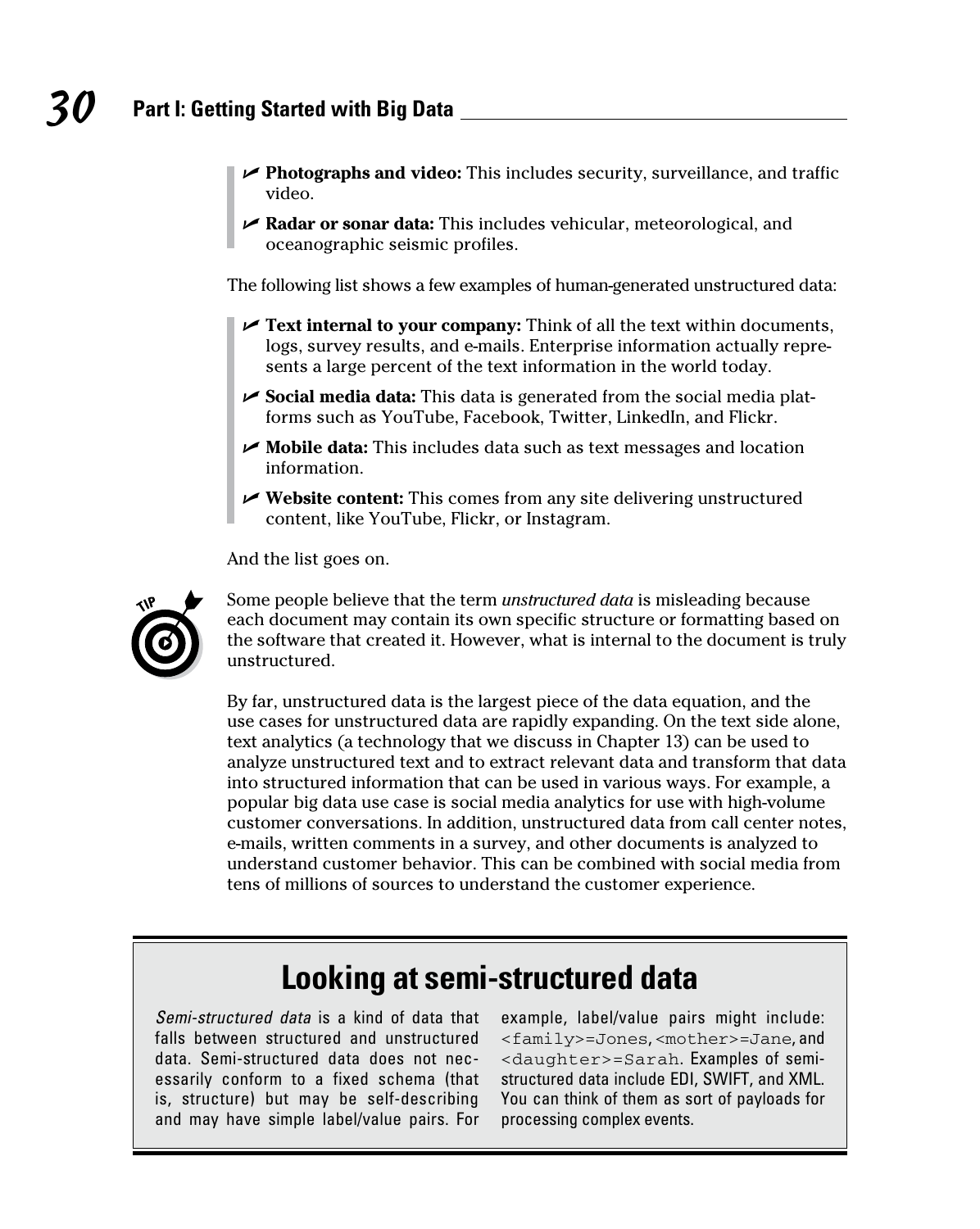- **Photographs and video:** This includes security, surveillance, and traffic video.
- **Radar or sonar data:** This includes vehicular, meteorological, and oceanographic seismic profiles.

The following list shows a few examples of human-generated unstructured data:

- **Text internal to your company:** Think of all the text within documents, logs, survey results, and e-mails. Enterprise information actually represents a large percent of the text information in the world today.
- **Social media data:** This data is generated from the social media platforms such as YouTube, Facebook, Twitter, LinkedIn, and Flickr.
- **Mobile data:** This includes data such as text messages and location information.
- **Website content:** This comes from any site delivering unstructured content, like YouTube, Flickr, or Instagram.

And the list goes on.

TIP: Some people believe that the term *unstructured data* is misleading because each document may contain its own specific structure or formatting based on the software that created it. However, what is internal to the document is truly unstructured.

By far, unstructured data is the largest piece of the data equation, and the use cases for unstructured data are rapidly expanding. On the text side alone, text analytics (a technology that we discuss in Chapter 13) can be used to analyze unstructured text and to extract relevant data and transform that data into structured information that can be used in various ways. For example, a popular big data use case is social media analytics for use with high-volume customer conversations. In addition, unstructured data from call center notes, e-mails, written comments in a survey, and other documents is analyzed to understand customer behavior. This can be combined with social media from tens of millions of sources to understand the customer experience.

## Looking at semi-structured data

*Semi-structured data* is a kind of data that falls between structured and unstructured data. Semi-structured data does not necessarily conform to a fixed schema (that is, structure) but may be self-describing and may have simple label/value pairs. For example, label/value pairs might include: `<family>=Jones`, `<mother>=Jane`, and `<daughter>=Sarah`. Examples of semi-structured data include EDI, SWIFT, and XML. You can think of them as sort of payloads for processing complex events.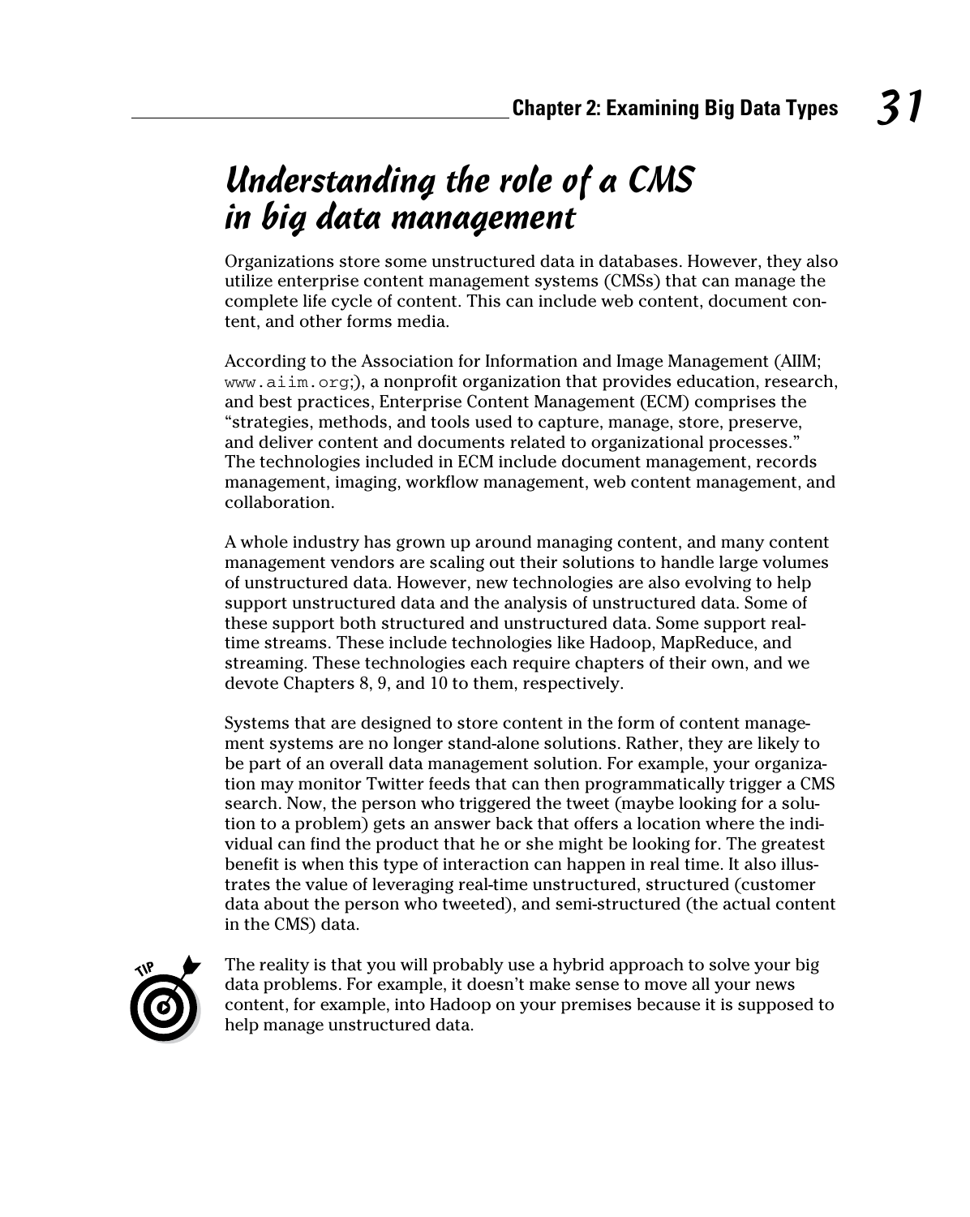## Understanding the role of a CMS in big data management

Organizations store some unstructured data in databases. However, they also utilize enterprise content management systems (CMSs) that can manage the complete life cycle of content. This can include web content, document content, and other forms media.

According to the Association for Information and Image Management (AIIM; `www.aiim.org`;), a nonprofit organization that provides education, research, and best practices, Enterprise Content Management (ECM) comprises the "strategies, methods, and tools used to capture, manage, store, preserve, and deliver content and documents related to organizational processes." The technologies included in ECM include document management, records management, imaging, workflow management, web content management, and collaboration.

A whole industry has grown up around managing content, and many content management vendors are scaling out their solutions to handle large volumes of unstructured data. However, new technologies are also evolving to help support unstructured data and the analysis of unstructured data. Some of these support both structured and unstructured data. Some support real-time streams. These include technologies like Hadoop, MapReduce, and streaming. These technologies each require chapters of their own, and we devote Chapters 8, 9, and 10 to them, respectively.

Systems that are designed to store content in the form of content management systems are no longer stand-alone solutions. Rather, they are likely to be part of an overall data management solution. For example, your organization may monitor Twitter feeds that can then programmatically trigger a CMS search. Now, the person who triggered the tweet (maybe looking for a solution to a problem) gets an answer back that offers a location where the individual can find the product that he or she might be looking for. The greatest benefit is when this type of interaction can happen in real time. It also illustrates the value of leveraging real-time unstructured, structured (customer data about the person who tweeted), and semi-structured (the actual content in the CMS) data.

TIP

The reality is that you will probably use a hybrid approach to solve your big data problems. For example, it doesn't make sense to move all your news content, for example, into Hadoop on your premises because it is supposed to help manage unstructured data.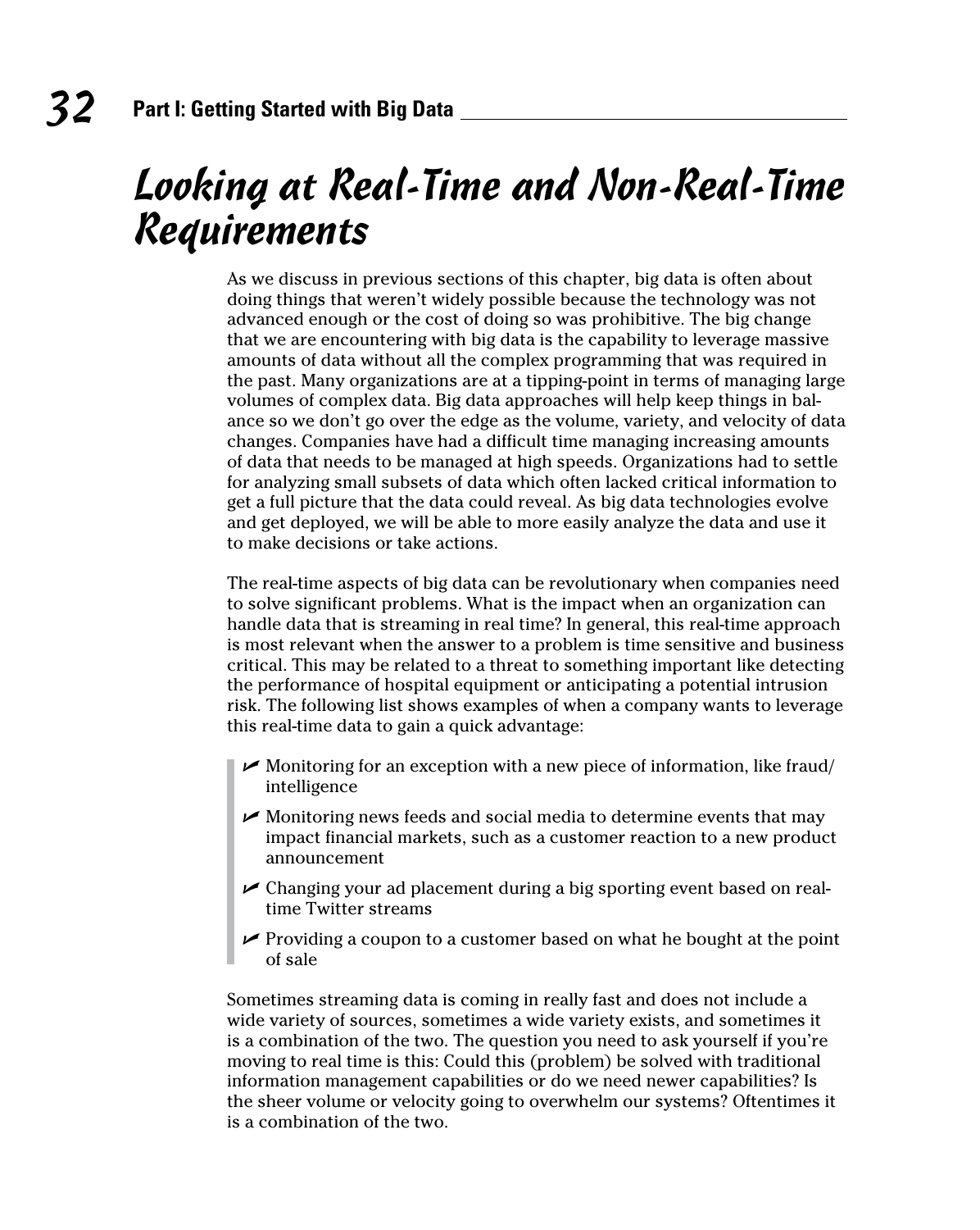# Looking at Real-Time and Non-Real-Time Requirements

As we discuss in previous sections of this chapter, big data is often about doing things that weren't widely possible because the technology was not advanced enough or the cost of doing so was prohibitive. The big change that we are encountering with big data is the capability to leverage massive amounts of data without all the complex programming that was required in the past. Many organizations are at a tipping-point in terms of managing large volumes of complex data. Big data approaches will help keep things in balance so we don't go over the edge as the volume, variety, and velocity of data changes. Companies have had a difficult time managing increasing amounts of data that needs to be managed at high speeds. Organizations had to settle for analyzing small subsets of data which often lacked critical information to get a full picture that the data could reveal. As big data technologies evolve and get deployed, we will be able to more easily analyze the data and use it to make decisions or take actions.

The real-time aspects of big data can be revolutionary when companies need to solve significant problems. What is the impact when an organization can handle data that is streaming in real time? In general, this real-time approach is most relevant when the answer to a problem is time sensitive and business critical. This may be related to a threat to something important like detecting the performance of hospital equipment or anticipating a potential intrusion risk. The following list shows examples of when a company wants to leverage this real-time data to gain a quick advantage:

- Monitoring for an exception with a new piece of information, like fraud/intelligence
- Monitoring news feeds and social media to determine events that may impact financial markets, such as a customer reaction to a new product announcement
- Changing your ad placement during a big sporting event based on real-time Twitter streams
- Providing a coupon to a customer based on what he bought at the point of sale

Sometimes streaming data is coming in really fast and does not include a wide variety of sources, sometimes a wide variety exists, and sometimes it is a combination of the two. The question you need to ask yourself if you're moving to real time is this: Could this (problem) be solved with traditional information management capabilities or do we need newer capabilities? Is the sheer volume or velocity going to overwhelm our systems? Oftentimes it is a combination of the two.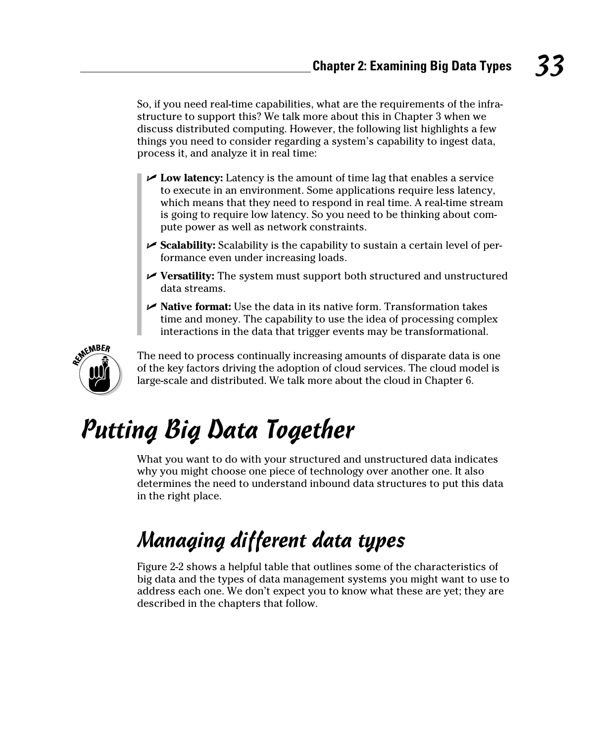So, if you need real-time capabilities, what are the requirements of the infrastructure to support this? We talk more about this in Chapter 3 when we discuss distributed computing. However, the following list highlights a few things you need to consider regarding a system's capability to ingest data, process it, and analyze it in real time:

- **Low latency:** Latency is the amount of time lag that enables a service to execute in an environment. Some applications require less latency, which means that they need to respond in real time. A real-time stream is going to require low latency. So you need to be thinking about compute power as well as network constraints.
- **Scalability:** Scalability is the capability to sustain a certain level of performance even under increasing loads.
- **Versatility:** The system must support both structured and unstructured data streams.
- **Native format:** Use the data in its native form. Transformation takes time and money. The capability to use the idea of processing complex interactions in the data that trigger events may be transformational.

REMEMBER

The need to process continually increasing amounts of disparate data is one of the key factors driving the adoption of cloud services. The cloud model is large-scale and distributed. We talk more about the cloud in Chapter 6.

# Putting Big Data Together

What you want to do with your structured and unstructured data indicates why you might choose one piece of technology over another one. It also determines the need to understand inbound data structures to put this data in the right place.

## Managing different data types

Figure 2-2 shows a helpful table that outlines some of the characteristics of big data and the types of data management systems you might want to use to address each one. We don't expect you to know what these are yet; they are described in the chapters that follow.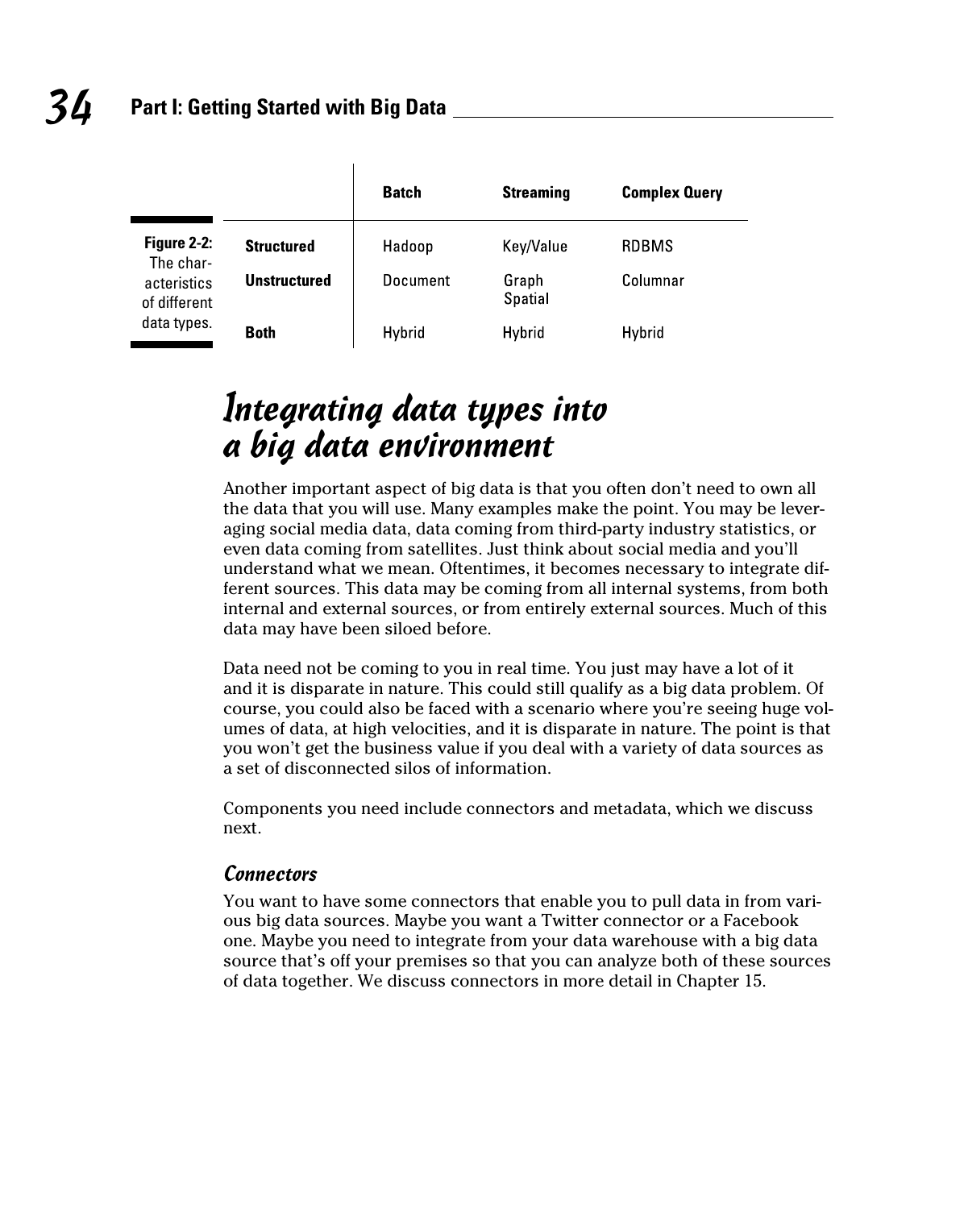| | Batch | Streaming | Complex Query |
|---|---|---|---|
| **Structured** | Hadoop | Key/Value | RDBMS |
| **Unstructured** | Document | Graph Spatial | Columnar |
| **Both** | Hybrid | Hybrid | Hybrid |

**Figure 2-2:** The characteristics of different data types.

## Integrating data types into a big data environment

Another important aspect of big data is that you often don't need to own all the data that you will use. Many examples make the point. You may be leveraging social media data, data coming from third-party industry statistics, or even data coming from satellites. Just think about social media and you'll understand what we mean. Oftentimes, it becomes necessary to integrate different sources. This data may be coming from all internal systems, from both internal and external sources, or from entirely external sources. Much of this data may have been siloed before.

Data need not be coming to you in real time. You just may have a lot of it and it is disparate in nature. This could still qualify as a big data problem. Of course, you could also be faced with a scenario where you're seeing huge volumes of data, at high velocities, and it is disparate in nature. The point is that you won't get the business value if you deal with a variety of data sources as a set of disconnected silos of information.

Components you need include connectors and metadata, which we discuss next.

### Connectors

You want to have some connectors that enable you to pull data in from various big data sources. Maybe you want a Twitter connector or a Facebook one. Maybe you need to integrate from your data warehouse with a big data source that's off your premises so that you can analyze both of these sources of data together. We discuss connectors in more detail in Chapter 15.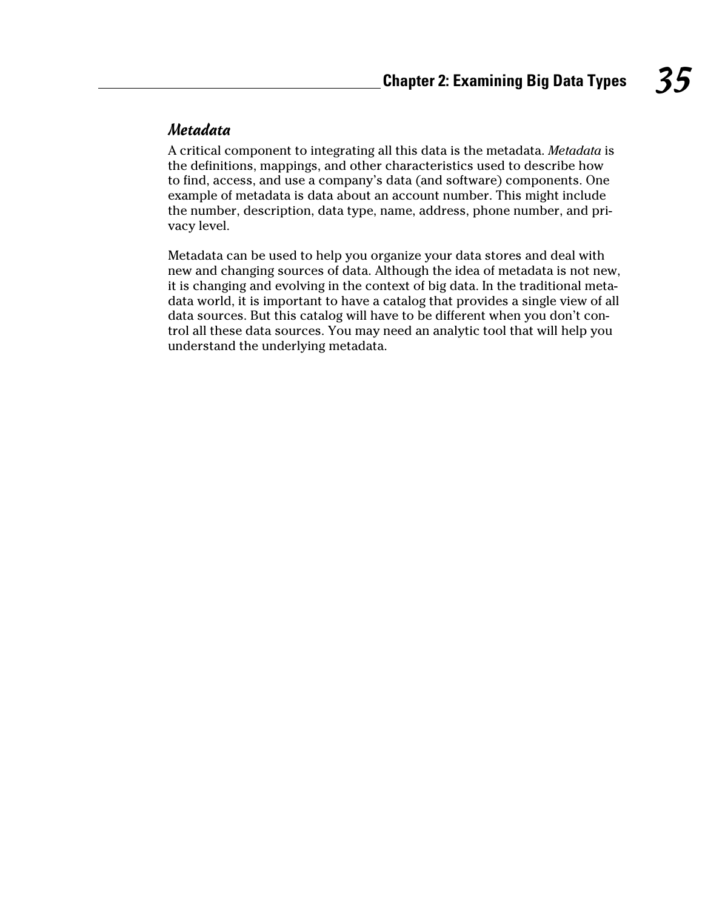### *Metadata*

A critical component to integrating all this data is the metadata. *Metadata* is the definitions, mappings, and other characteristics used to describe how to find, access, and use a company's data (and software) components. One example of metadata is data about an account number. This might include the number, description, data type, name, address, phone number, and privacy level.

Metadata can be used to help you organize your data stores and deal with new and changing sources of data. Although the idea of metadata is not new, it is changing and evolving in the context of big data. In the traditional metadata world, it is important to have a catalog that provides a single view of all data sources. But this catalog will have to be different when you don't control all these data sources. You may need an analytic tool that will help you understand the underlying metadata.